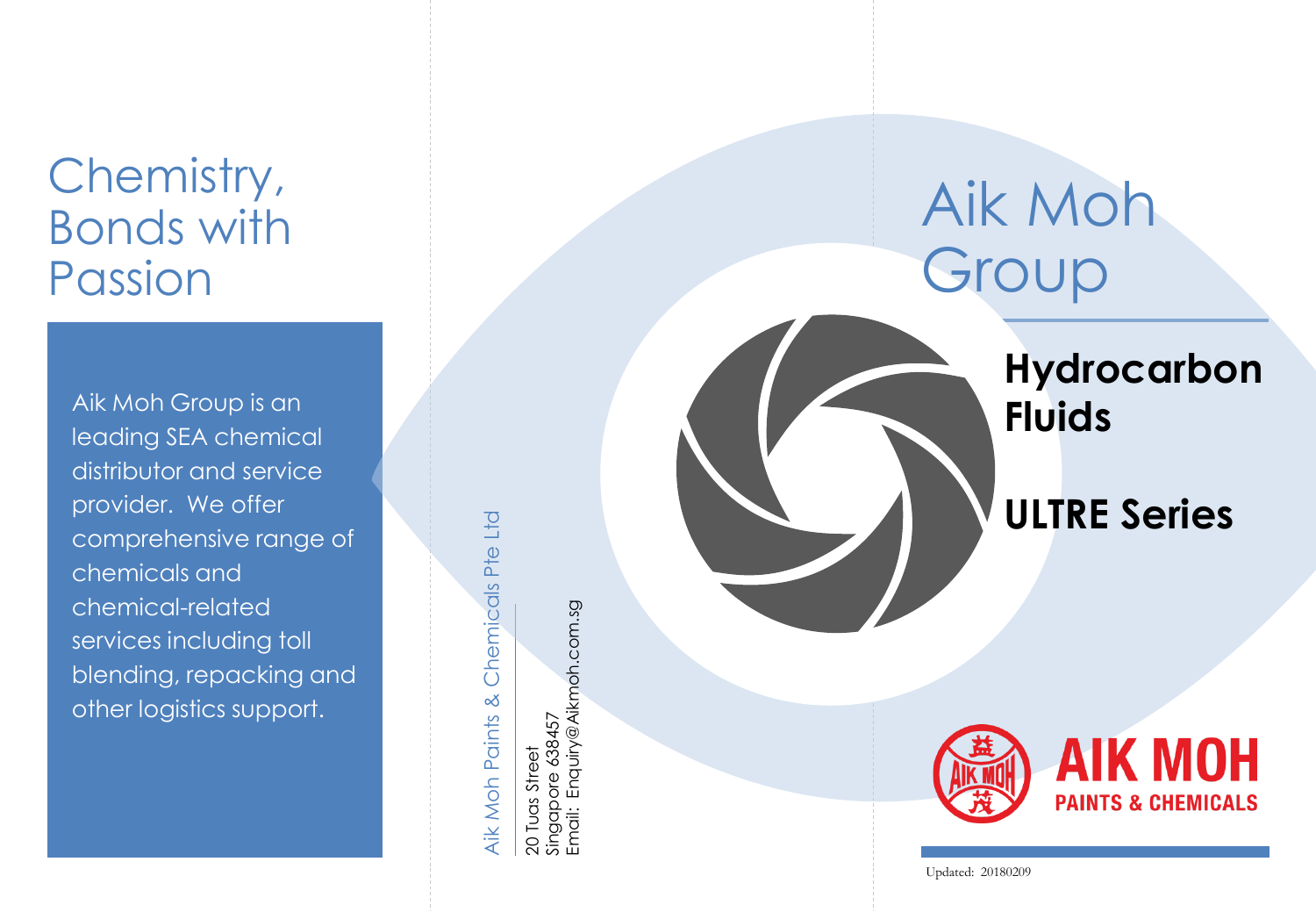# Chemistry, Bonds with Passion

Aik Moh Group is an leading SEA chemical distributor and service provider. We offer comprehensive range of chemicals and chemical-related services including toll blending, repacking and other logistics support.

Aik Moh Paints & Chemicals Pte Ltd

20 Tuas Street
Singapore 638457
Email: Enquiry@Aikmoh.com.sg

# Aik Moh Group

## Hydrocarbon Fluids

## ULTRE Series

AIK MOH
PAINTS & CHEMICALS

Updated: 20180209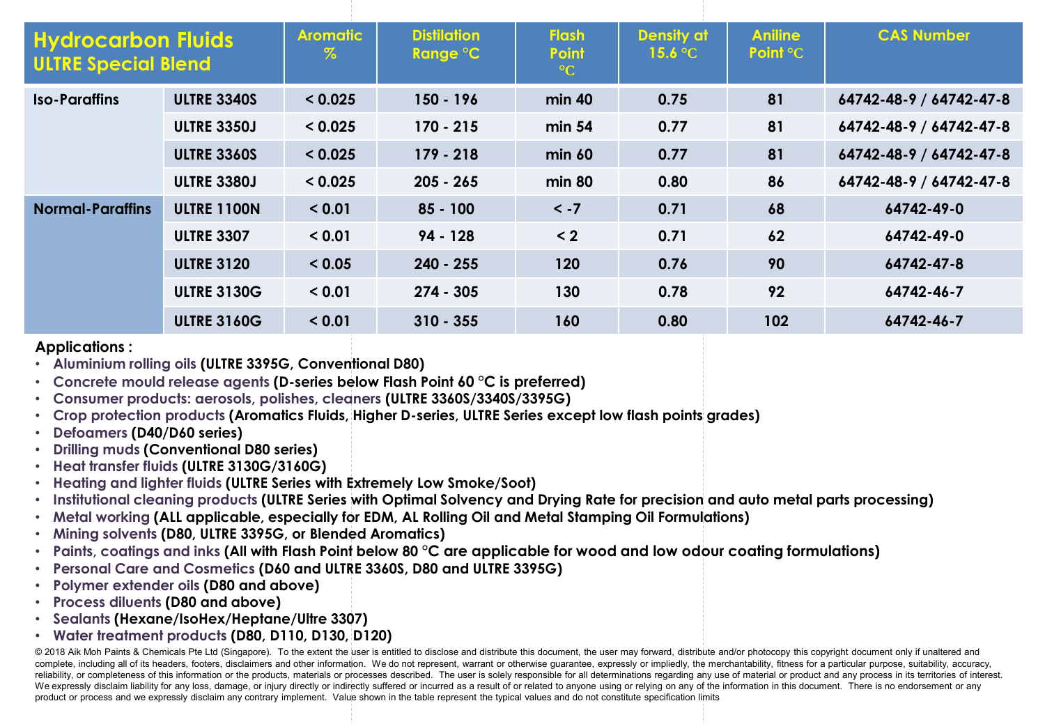| **Hydrocarbon Fluids ULTRE Special Blend** | | Aromatic % | Distilation Range °C | Flash Point °C | Density at 15.6 °C | Aniline Point °C | CAS Number |
|---|---|---|---|---|---|---|---|
| **Iso-Paraffins** | **ULTRE 3340S** | < 0.025 | 150 - 196 | min 40 | 0.75 | 81 | 64742-48-9 / 64742-47-8 |
| | **ULTRE 3350J** | < 0.025 | 170 - 215 | min 54 | 0.77 | 81 | 64742-48-9 / 64742-47-8 |
| | **ULTRE 3360S** | < 0.025 | 179 - 218 | min 60 | 0.77 | 81 | 64742-48-9 / 64742-47-8 |
| | **ULTRE 3380J** | < 0.025 | 205 - 265 | min 80 | 0.80 | 86 | 64742-48-9 / 64742-47-8 |
| **Normal-Paraffins** | **ULTRE 1100N** | < 0.01 | 85 - 100 | < -7 | 0.71 | 68 | 64742-49-0 |
| | **ULTRE 3307** | < 0.01 | 94 - 128 | < 2 | 0.71 | 62 | 64742-49-0 |
| | **ULTRE 3120** | < 0.05 | 240 - 255 | 120 | 0.76 | 90 | 64742-47-8 |
| | **ULTRE 3130G** | < 0.01 | 274 - 305 | 130 | 0.78 | 92 | 64742-46-7 |
| | **ULTRE 3160G** | < 0.01 | 310 - 355 | 160 | 0.80 | 102 | 64742-46-7 |

**Applications :**

- Aluminium rolling oils **(ULTRE 3395G, Conventional D80)**
- Concrete mould release agents **(D-series below Flash Point 60 °C is preferred)**
- Consumer products: aerosols, polishes, cleaners **(ULTRE 3360S/3340S/3395G)**
- Crop protection products **(Aromatics Fluids, Higher D-series, ULTRE Series except low flash points grades)**
- Defoamers **(D40/D60 series)**
- Drilling muds **(Conventional D80 series)**
- Heat transfer fluids **(ULTRE 3130G/3160G)**
- Heating and lighter fluids **(ULTRE Series with Extremely Low Smoke/Soot)**
- Institutional cleaning products **(ULTRE Series with Optimal Solvency and Drying Rate for precision and auto metal parts processing)**
- Metal working **(ALL applicable, especially for EDM, AL Rolling Oil and Metal Stamping Oil Formulations)**
- Mining solvents **(D80, ULTRE 3395G, or Blended Aromatics)**
- Paints, coatings and inks **(All with Flash Point below 80 °C are applicable for wood and low odour coating formulations)**
- Personal Care and Cosmetics **(D60 and ULTRE 3360S, D80 and ULTRE 3395G)**
- Polymer extender oils **(D80 and above)**
- Process diluents **(D80 and above)**
- Sealants **(Hexane/IsoHex/Heptane/Ultre 3307)**
- Water treatment products **(D80, D110, D130, D120)**

© 2018 Aik Moh Paints & Chemicals Pte Ltd (Singapore). To the extent the user is entitled to disclose and distribute this document, the user may forward, distribute and/or photocopy this copyright document only if unaltered and complete, including all of its headers, footers, disclaimers and other information. We do not represent, warrant or otherwise guarantee, expressly or impliedly, the merchantability, fitness for a particular purpose, suitability, accuracy, reliability, or completeness of this information or the products, materials or processes described. The user is solely responsible for all determinations regarding any use of material or product and any process in its territories of interest. We expressly disclaim liability for any loss, damage, or injury directly or indirectly suffered or incurred as a result of or related to anyone using or relying on any of the information in this document. There is no endorsement or any product or process and we expressly disclaim any contrary implement. Value shown in the table represent the typical values and do not constitute specification limits